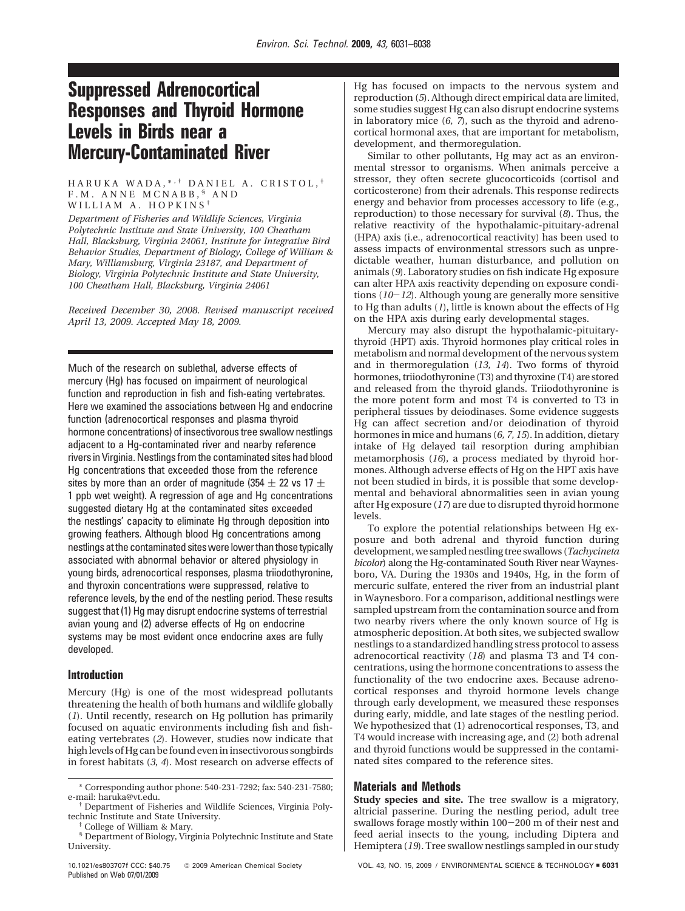# Suppressed Adrenocortical Responses and Thyroid Hormone Levels in Birds near a Mercury-Contaminated River

HARUKA WADA,*,† DANIEL A. CRISTOL,‡ F.M. ANNE MCNABB,§ AND WILLIAM A. HOPKINS†

*Department of Fisheries and Wildlife Sciences, Virginia Polytechnic Institute and State University, 100 Cheatham Hall, Blacksburg, Virginia 24061, Institute for Integrative Bird Behavior Studies, Department of Biology, College of William & Mary, Williamsburg, Virginia 23187, and Department of Biology, Virginia Polytechnic Institute and State University, 100 Cheatham Hall, Blacksburg, Virginia 24061*

*Received December 30, 2008. Revised manuscript received April 13, 2009. Accepted May 18, 2009.*

Much of the research on sublethal, adverse effects of mercury (Hg) has focused on impairment of neurological function and reproduction in fish and fish-eating vertebrates. Here we examined the associations between Hg and endocrine function (adrenocortical responses and plasma thyroid hormone concentrations) of insectivorous tree swallow nestlings adjacent to a Hg-contaminated river and nearby reference rivers in Virginia. Nestlings from the contaminated sites had blood Hg concentrations that exceeded those from the reference sites by more than an order of magnitude ($354 \pm 22$ vs $17 \pm 1$ ppb wet weight). A regression of age and Hg concentrations suggested dietary Hg at the contaminated sites exceeded the nestlings' capacity to eliminate Hg through deposition into growing feathers. Although blood Hg concentrations among nestlings at the contaminated sites were lower than those typically associated with abnormal behavior or altered physiology in young birds, adrenocortical responses, plasma triiodothyronine, and thyroxin concentrations were suppressed, relative to reference levels, by the end of the nestling period. These results suggest that (1) Hg may disrupt endocrine systems of terrestrial avian young and (2) adverse effects of Hg on endocrine systems may be most evident once endocrine axes are fully developed.

## Introduction

Mercury (Hg) is one of the most widespread pollutants threatening the health of both humans and wildlife globally (*1*). Until recently, research on Hg pollution has primarily focused on aquatic environments including fish and fish-eating vertebrates (*2*). However, studies now indicate that high levels of Hg can be found even in insectivorous songbirds in forest habitats (*3, 4*). Most research on adverse effects of Hg has focused on impacts to the nervous system and reproduction (*5*). Although direct empirical data are limited, some studies suggest Hg can also disrupt endocrine systems in laboratory mice (*6, 7*), such as the thyroid and adrenocortical hormonal axes, that are important for metabolism, development, and thermoregulation.

Similar to other pollutants, Hg may act as an environmental stressor to organisms. When animals perceive a stressor, they often secrete glucocorticoids (cortisol and corticosterone) from their adrenals. This response redirects energy and behavior from processes accessory to life (e.g., reproduction) to those necessary for survival (*8*). Thus, the relative reactivity of the hypothalamic-pituitary-adrenal (HPA) axis (i.e., adrenocortical reactivity) has been used to assess impacts of environmental stressors such as unpredictable weather, human disturbance, and pollution on animals (*9*). Laboratory studies on fish indicate Hg exposure can alter HPA axis reactivity depending on exposure conditions (*10–12*). Although young are generally more sensitive to Hg than adults (*1*), little is known about the effects of Hg on the HPA axis during early developmental stages.

Mercury may also disrupt the hypothalamic-pituitary-thyroid (HPT) axis. Thyroid hormones play critical roles in metabolism and normal development of the nervous system and in thermoregulation (*13, 14*). Two forms of thyroid hormones, triiodothyronine (T3) and thyroxine (T4) are stored and released from the thyroid glands. Triiodothyronine is the more potent form and most T4 is converted to T3 in peripheral tissues by deiodinases. Some evidence suggests Hg can affect secretion and/or deiodination of thyroid hormones in mice and humans (*6, 7, 15*). In addition, dietary intake of Hg delayed tail resorption during amphibian metamorphosis (*16*), a process mediated by thyroid hormones. Although adverse effects of Hg on the HPT axis have not been studied in birds, it is possible that some developmental and behavioral abnormalities seen in avian young after Hg exposure (*17*) are due to disrupted thyroid hormone levels.

To explore the potential relationships between Hg exposure and both adrenal and thyroid function during development, we sampled nestling tree swallows (*Tachycineta bicolor*) along the Hg-contaminated South River near Waynesboro, VA. During the 1930s and 1940s, Hg, in the form of mercuric sulfate, entered the river from an industrial plant in Waynesboro. For a comparison, additional nestlings were sampled upstream from the contamination source and from two nearby rivers where the only known source of Hg is atmospheric deposition. At both sites, we subjected swallow nestlings to a standardized handling stress protocol to assess adrenocortical reactivity (*18*) and plasma T3 and T4 concentrations, using the hormone concentrations to assess the functionality of the two endocrine axes. Because adrenocortical responses and thyroid hormone levels change through early development, we measured these responses during early, middle, and late stages of the nestling period. We hypothesized that (1) adrenocortical responses, T3, and T4 would increase with increasing age, and (2) both adrenal and thyroid functions would be suppressed in the contaminated sites compared to the reference sites.

## Materials and Methods

**Study species and site.** The tree swallow is a migratory, altricial passerine. During the nestling period, adult tree swallows forage mostly within 100–200 m of their nest and feed aerial insects to the young, including Diptera and Hemiptera (*19*). Tree swallow nestlings sampled in our study

\* Corresponding author phone: 540-231-7292; fax: 540-231-7580; e-mail: haruka@vt.edu.

† Department of Fisheries and Wildlife Sciences, Virginia Polytechnic Institute and State University.

‡ College of William & Mary.

§ Department of Biology, Virginia Polytechnic Institute and State University.

10.1021/es803707f CCC: $40.75 © 2009 American Chemical Society
Published on Web 07/01/2009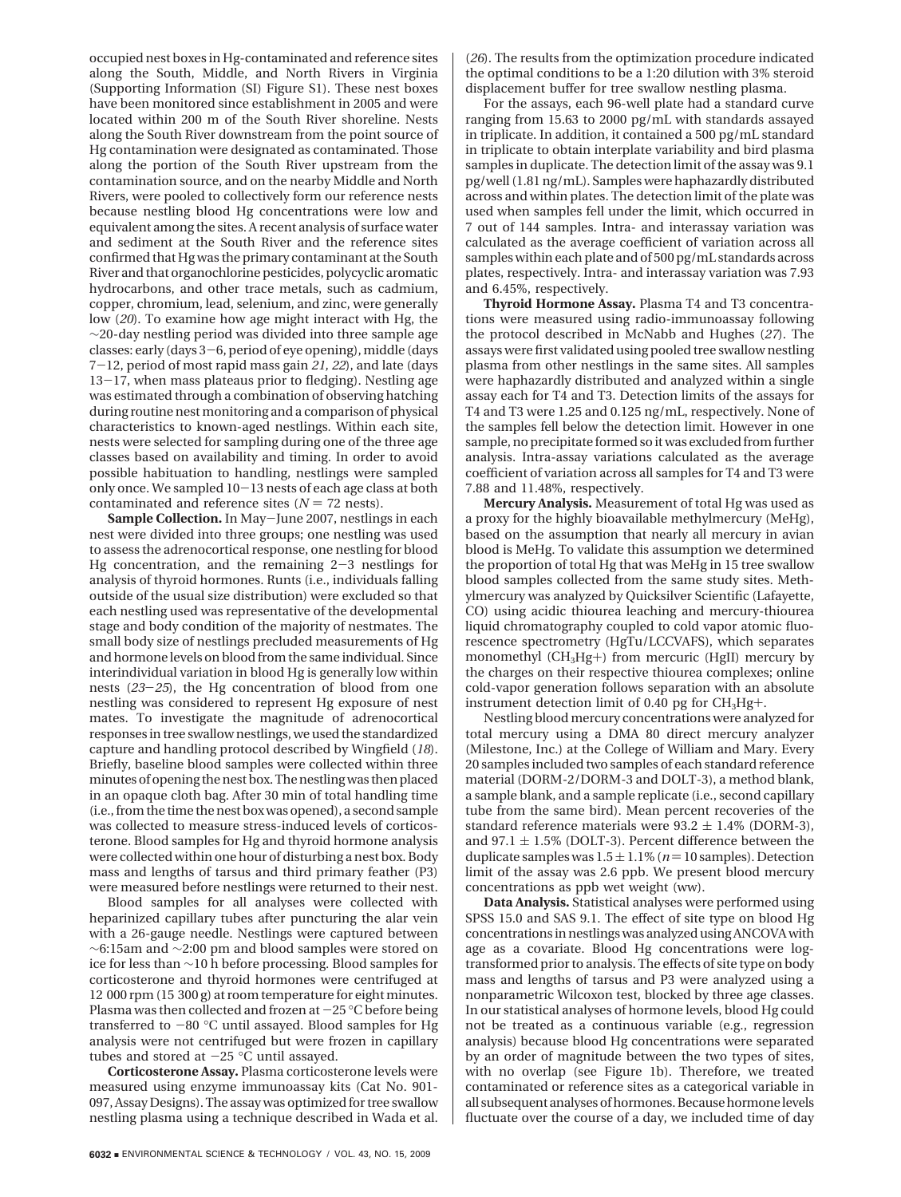occupied nest boxes in Hg-contaminated and reference sites along the South, Middle, and North Rivers in Virginia (Supporting Information (SI) Figure S1). These nest boxes have been monitored since establishment in 2005 and were located within 200 m of the South River shoreline. Nests along the South River downstream from the point source of Hg contamination were designated as contaminated. Those along the portion of the South River upstream from the contamination source, and on the nearby Middle and North Rivers, were pooled to collectively form our reference nests because nestling blood Hg concentrations were low and equivalent among the sites. A recent analysis of surface water and sediment at the South River and the reference sites confirmed that Hg was the primary contaminant at the South River and that organochlorine pesticides, polycyclic aromatic hydrocarbons, and other trace metals, such as cadmium, copper, chromium, lead, selenium, and zinc, were generally low (*20*). To examine how age might interact with Hg, the ~20-day nestling period was divided into three sample age classes: early (days 3−6, period of eye opening), middle (days 7−12, period of most rapid mass gain *21, 22*), and late (days 13−17, when mass plateaus prior to fledging). Nestling age was estimated through a combination of observing hatching during routine nest monitoring and a comparison of physical characteristics to known-aged nestlings. Within each site, nests were selected for sampling during one of the three age classes based on availability and timing. In order to avoid possible habituation to handling, nestlings were sampled only once. We sampled 10−13 nests of each age class at both contaminated and reference sites ($N = 72$ nests).

**Sample Collection.** In May−June 2007, nestlings in each nest were divided into three groups; one nestling was used to assess the adrenocortical response, one nestling for blood Hg concentration, and the remaining 2−3 nestlings for analysis of thyroid hormones. Runts (i.e., individuals falling outside of the usual size distribution) were excluded so that each nestling used was representative of the developmental stage and body condition of the majority of nestmates. The small body size of nestlings precluded measurements of Hg and hormone levels on blood from the same individual. Since interindividual variation in blood Hg is generally low within nests (*23*−*25*), the Hg concentration of blood from one nestling was considered to represent Hg exposure of nest mates. To investigate the magnitude of adrenocortical responses in tree swallow nestlings, we used the standardized capture and handling protocol described by Wingfield (*18*). Briefly, baseline blood samples were collected within three minutes of opening the nest box. The nestling was then placed in an opaque cloth bag. After 30 min of total handling time (i.e., from the time the nest box was opened), a second sample was collected to measure stress-induced levels of corticosterone. Blood samples for Hg and thyroid hormone analysis were collected within one hour of disturbing a nest box. Body mass and lengths of tarsus and third primary feather (P3) were measured before nestlings were returned to their nest.

Blood samples for all analyses were collected with heparinized capillary tubes after puncturing the alar vein with a 26-gauge needle. Nestlings were captured between ~6:15am and ~2:00 pm and blood samples were stored on ice for less than ~10 h before processing. Blood samples for corticosterone and thyroid hormones were centrifuged at 12 000 rpm (15 300 g) at room temperature for eight minutes. Plasma was then collected and frozen at −25 °C before being transferred to −80 °C until assayed. Blood samples for Hg analysis were not centrifuged but were frozen in capillary tubes and stored at −25 °C until assayed.

**Corticosterone Assay.** Plasma corticosterone levels were measured using enzyme immunoassay kits (Cat No. 901-097, Assay Designs). The assay was optimized for tree swallow nestling plasma using a technique described in Wada et al. (*26*). The results from the optimization procedure indicated the optimal conditions to be a 1:20 dilution with 3% steroid displacement buffer for tree swallow nestling plasma.

For the assays, each 96-well plate had a standard curve ranging from 15.63 to 2000 pg/mL with standards assayed in triplicate. In addition, it contained a 500 pg/mL standard in triplicate to obtain interplate variability and bird plasma samples in duplicate. The detection limit of the assay was 9.1 pg/well (1.81 ng/mL). Samples were haphazardly distributed across and within plates. The detection limit of the plate was used when samples fell under the limit, which occurred in 7 out of 144 samples. Intra- and interassay variation was calculated as the average coefficient of variation across all samples within each plate and of 500 pg/mL standards across plates, respectively. Intra- and interassay variation was 7.93 and 6.45%, respectively.

**Thyroid Hormone Assay.** Plasma T4 and T3 concentrations were measured using radio-immunoassay following the protocol described in McNabb and Hughes (*27*). The assays were first validated using pooled tree swallow nestling plasma from other nestlings in the same sites. All samples were haphazardly distributed and analyzed within a single assay each for T4 and T3. Detection limits of the assays for T4 and T3 were 1.25 and 0.125 ng/mL, respectively. None of the samples fell below the detection limit. However in one sample, no precipitate formed so it was excluded from further analysis. Intra-assay variations calculated as the average coefficient of variation across all samples for T4 and T3 were 7.88 and 11.48%, respectively.

**Mercury Analysis.** Measurement of total Hg was used as a proxy for the highly bioavailable methylmercury (MeHg), based on the assumption that nearly all mercury in avian blood is MeHg. To validate this assumption we determined the proportion of total Hg that was MeHg in 15 tree swallow blood samples collected from the same study sites. Methylmercury was analyzed by Quicksilver Scientific (Lafayette, CO) using acidic thiourea leaching and mercury-thiourea liquid chromatography coupled to cold vapor atomic fluorescence spectrometry (HgTu/LCCVAFS), which separates monomethyl ($CH_3Hg^+$) from mercuric (HgII) mercury by the charges on their respective thiourea complexes; online cold-vapor generation follows separation with an absolute instrument detection limit of 0.40 pg for $CH_3Hg^+$.

Nestling blood mercury concentrations were analyzed for total mercury using a DMA 80 direct mercury analyzer (Milestone, Inc.) at the College of William and Mary. Every 20 samples included two samples of each standard reference material (DORM-2/DORM-3 and DOLT-3), a method blank, a sample blank, and a sample replicate (i.e., second capillary tube from the same bird). Mean percent recoveries of the standard reference materials were $93.2 \pm 1.4\%$ (DORM-3), and $97.1 \pm 1.5\%$ (DOLT-3). Percent difference between the duplicate samples was $1.5 \pm 1.1\%$ ($n = 10$ samples). Detection limit of the assay was 2.6 ppb. We present blood mercury concentrations as ppb wet weight (ww).

**Data Analysis.** Statistical analyses were performed using SPSS 15.0 and SAS 9.1. The effect of site type on blood Hg concentrations in nestlings was analyzed using ANCOVA with age as a covariate. Blood Hg concentrations were log-transformed prior to analysis. The effects of site type on body mass and lengths of tarsus and P3 were analyzed using a nonparametric Wilcoxon test, blocked by three age classes. In our statistical analyses of hormone levels, blood Hg could not be treated as a continuous variable (e.g., regression analysis) because blood Hg concentrations were separated by an order of magnitude between the two types of sites, with no overlap (see Figure 1b). Therefore, we treated contaminated or reference sites as a categorical variable in all subsequent analyses of hormones. Because hormone levels fluctuate over the course of a day, we included time of day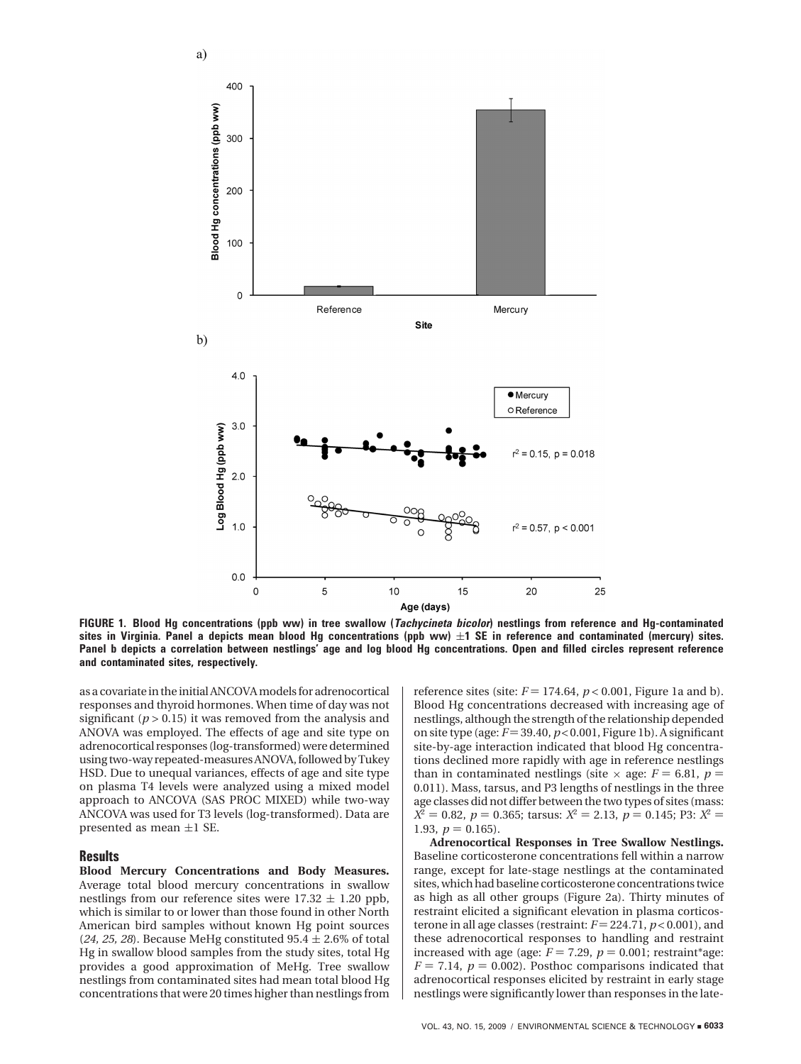FIGURE 1. Blood Hg concentrations (ppb ww) in tree swallow (*Tachycineta bicolor*) nestlings from reference and Hg-contaminated sites in Virginia. Panel a depicts mean blood Hg concentrations (ppb ww) ±1 SE in reference and contaminated (mercury) sites. Panel b depicts a correlation between nestlings' age and log blood Hg concentrations. Open and filled circles represent reference and contaminated sites, respectively.

as a covariate in the initial ANCOVA models for adrenocortical responses and thyroid hormones. When time of day was not significant ($p > 0.15$) it was removed from the analysis and ANOVA was employed. The effects of age and site type on adrenocortical responses (log-transformed) were determined using two-way repeated-measures ANOVA, followed by Tukey HSD. Due to unequal variances, effects of age and site type on plasma T4 levels were analyzed using a mixed model approach to ANCOVA (SAS PROC MIXED) while two-way ANCOVA was used for T3 levels (log-transformed). Data are presented as mean ±1 SE.

## Results

**Blood Mercury Concentrations and Body Measures.** Average total blood mercury concentrations in swallow nestlings from our reference sites were $17.32 \pm 1.20$ ppb, which is similar to or lower than those found in other North American bird samples without known Hg point sources (*24, 25, 28*). Because MeHg constituted $95.4 \pm 2.6\%$ of total Hg in swallow blood samples from the study sites, total Hg provides a good approximation of MeHg. Tree swallow nestlings from contaminated sites had mean total blood Hg concentrations that were 20 times higher than nestlings from reference sites (site: $F = 174.64$, $p < 0.001$, Figure 1a and b). Blood Hg concentrations decreased with increasing age of nestlings, although the strength of the relationship depended on site type (age: $F = 39.40$, $p < 0.001$, Figure 1b). A significant site-by-age interaction indicated that blood Hg concentrations declined more rapidly with age in reference nestlings than in contaminated nestlings (site × age: $F = 6.81$, $p = 0.011$). Mass, tarsus, and P3 lengths of nestlings in the three age classes did not differ between the two types of sites (mass: $X^2 = 0.82$, $p = 0.365$; tarsus: $X^2 = 2.13$, $p = 0.145$; P3: $X^2 = 1.93$, $p = 0.165$).

**Adrenocortical Responses in Tree Swallow Nestlings.** Baseline corticosterone concentrations fell within a narrow range, except for late-stage nestlings at the contaminated sites, which had baseline corticosterone concentrations twice as high as all other groups (Figure 2a). Thirty minutes of restraint elicited a significant elevation in plasma corticosterone in all age classes (restraint: $F = 224.71$, $p < 0.001$), and these adrenocortical responses to handling and restraint increased with age (age: $F = 7.29$, $p = 0.001$; restraint*age: $F = 7.14$, $p = 0.002$). Posthoc comparisons indicated that adrenocortical responses elicited by restraint in early stage nestlings were significantly lower than responses in the late-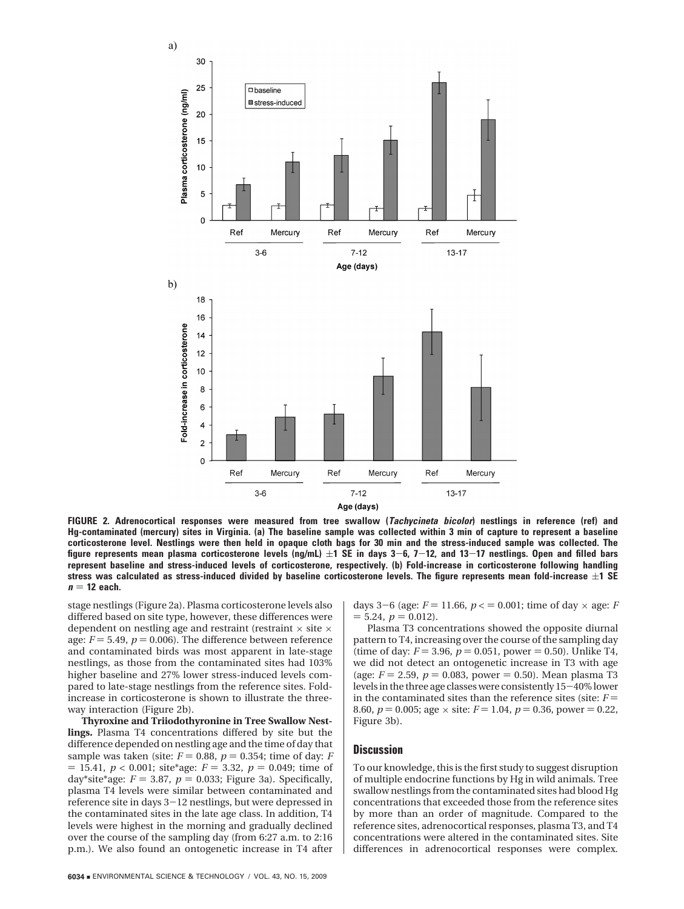FIGURE 2. Adrenocortical responses were measured from tree swallow (*Tachycineta bicolor*) nestlings in reference (ref) and Hg-contaminated (mercury) sites in Virginia. (a) The baseline sample was collected within 3 min of capture to represent a baseline corticosterone level. Nestlings were then held in opaque cloth bags for 30 min and the stress-induced sample was collected. The figure represents mean plasma corticosterone levels (ng/mL) ±1 SE in days 3–6, 7–12, and 13–17 nestlings. Open and filled bars represent baseline and stress-induced levels of corticosterone, respectively. (b) Fold-increase in corticosterone following handling stress was calculated as stress-induced divided by baseline corticosterone levels. The figure represents mean fold-increase ±1 SE $n = 12$ each.

stage nestlings (Figure 2a). Plasma corticosterone levels also differed based on site type, however, these differences were dependent on nestling age and restraint (restraint × site × age: $F = 5.49$, $p = 0.006$). The difference between reference and contaminated birds was most apparent in late-stage nestlings, as those from the contaminated sites had 103% higher baseline and 27% lower stress-induced levels compared to late-stage nestlings from the reference sites. Fold-increase in corticosterone is shown to illustrate the three-way interaction (Figure 2b).

**Thyroxine and Triiodothyronine in Tree Swallow Nestlings.** Plasma T4 concentrations differed by site but the difference depended on nestling age and the time of day that sample was taken (site: $F = 0.88$, $p = 0.354$; time of day: $F = 15.41$, $p < 0.001$; site*age: $F = 3.32$, $p = 0.049$; time of day*site*age: $F = 3.87$, $p = 0.033$; Figure 3a). Specifically, plasma T4 levels were similar between contaminated and reference site in days 3–12 nestlings, but were depressed in the contaminated sites in the late age class. In addition, T4 levels were highest in the morning and gradually declined over the course of the sampling day (from 6:27 a.m. to 2:16 p.m.). We also found an ontogenetic increase in T4 after days 3–6 (age: $F = 11.66$, $p <= 0.001$; time of day × age: $F = 5.24$, $p = 0.012$).

Plasma T3 concentrations showed the opposite diurnal pattern to T4, increasing over the course of the sampling day (time of day: $F = 3.96$, $p = 0.051$, power = 0.50). Unlike T4, we did not detect an ontogenetic increase in T3 with age (age: $F = 2.59$, $p = 0.083$, power = 0.50). Mean plasma T3 levels in the three age classes were consistently 15–40% lower in the contaminated sites than the reference sites (site: $F = 8.60$, $p = 0.005$; age × site: $F = 1.04$, $p = 0.36$, power = 0.22, Figure 3b).

## Discussion

To our knowledge, this is the first study to suggest disruption of multiple endocrine functions by Hg in wild animals. Tree swallow nestlings from the contaminated sites had blood Hg concentrations that exceeded those from the reference sites by more than an order of magnitude. Compared to the reference sites, adrenocortical responses, plasma T3, and T4 concentrations were altered in the contaminated sites. Site differences in adrenocortical responses were complex.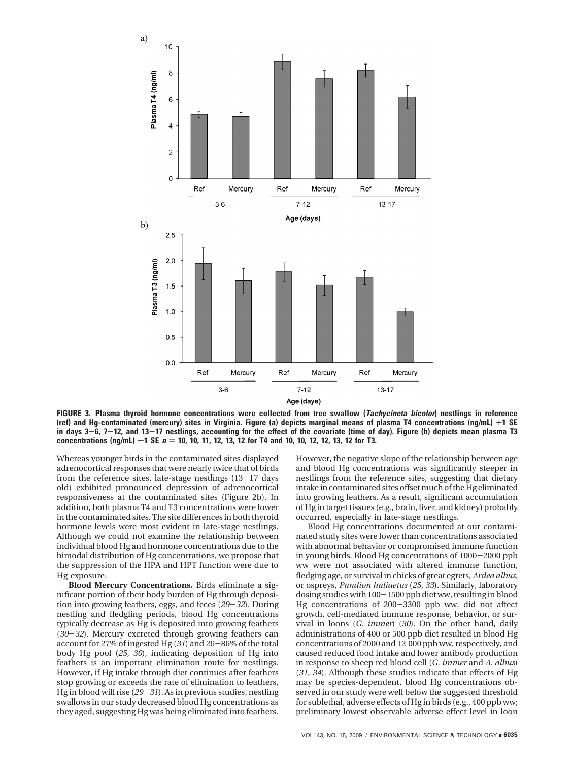FIGURE 3. Plasma thyroid hormone concentrations were collected from tree swallow (*Tachycineta bicolor*) nestlings in reference (ref) and Hg-contaminated (mercury) sites in Virginia. Figure (a) depicts marginal means of plasma T4 concentrations (ng/mL) ±1 SE in days 3−6, 7−12, and 13−17 nestlings, accounting for the effect of the covariate (time of day). Figure (b) depicts mean plasma T3 concentrations (ng/mL) ±1 SE $n$ = 10, 10, 11, 12, 13, 12 for T4 and 10, 10, 12, 12, 13, 12 for T3.

Whereas younger birds in the contaminated sites displayed adrenocortical responses that were nearly twice that of birds from the reference sites, late-stage nestlings (13−17 days old) exhibited pronounced depression of adrenocortical responsiveness at the contaminated sites (Figure 2b). In addition, both plasma T4 and T3 concentrations were lower in the contaminated sites. The site differences in both thyroid hormone levels were most evident in late-stage nestlings. Although we could not examine the relationship between individual blood Hg and hormone concentrations due to the bimodal distribution of Hg concentrations, we propose that the suppression of the HPA and HPT function were due to Hg exposure.

**Blood Mercury Concentrations.** Birds eliminate a significant portion of their body burden of Hg through deposition into growing feathers, eggs, and feces (*29*−*32*). During nestling and fledgling periods, blood Hg concentrations typically decrease as Hg is deposited into growing feathers (*30*−*32*). Mercury excreted through growing feathers can account for 27% of ingested Hg (*31*) and 26−86% of the total body Hg pool (*25, 30*), indicating deposition of Hg into feathers is an important elimination route for nestlings. However, if Hg intake through diet continues after feathers stop growing or exceeds the rate of elimination to feathers, Hg in blood will rise (*29*−*31*). As in previous studies, nestling swallows in our study decreased blood Hg concentrations as they aged, suggesting Hg was being eliminated into feathers. However, the negative slope of the relationship between age and blood Hg concentrations was significantly steeper in nestlings from the reference sites, suggesting that dietary intake in contaminated sites offset much of the Hg eliminated into growing feathers. As a result, significant accumulation of Hg in target tissues (e.g., brain, liver, and kidney) probably occurred, especially in late-stage nestlings.

Blood Hg concentrations documented at our contaminated study sites were lower than concentrations associated with abnormal behavior or compromised immune function in young birds. Blood Hg concentrations of 1000−2000 ppb ww were not associated with altered immune function, fledging age, or survival in chicks of great egrets, *Ardea albus*, or ospreys, *Pandion haliaetus* (*25, 33*). Similarly, laboratory dosing studies with 100−1500 ppb diet ww, resulting in blood Hg concentrations of 200−3300 ppb ww, did not affect growth, cell-mediated immune response, behavior, or survival in loons (*G. immer*) (*30*). On the other hand, daily administrations of 400 or 500 ppb diet resulted in blood Hg concentrations of 2000 and 12 000 ppb ww, respectively, and caused reduced food intake and lower antibody production in response to sheep red blood cell (*G. immer* and *A. albus*) (*31, 34*). Although these studies indicate that effects of Hg may be species-dependent, blood Hg concentrations observed in our study were well below the suggested threshold for sublethal, adverse effects of Hg in birds (e.g., 400 ppb ww; preliminary lowest observable adverse effect level in loon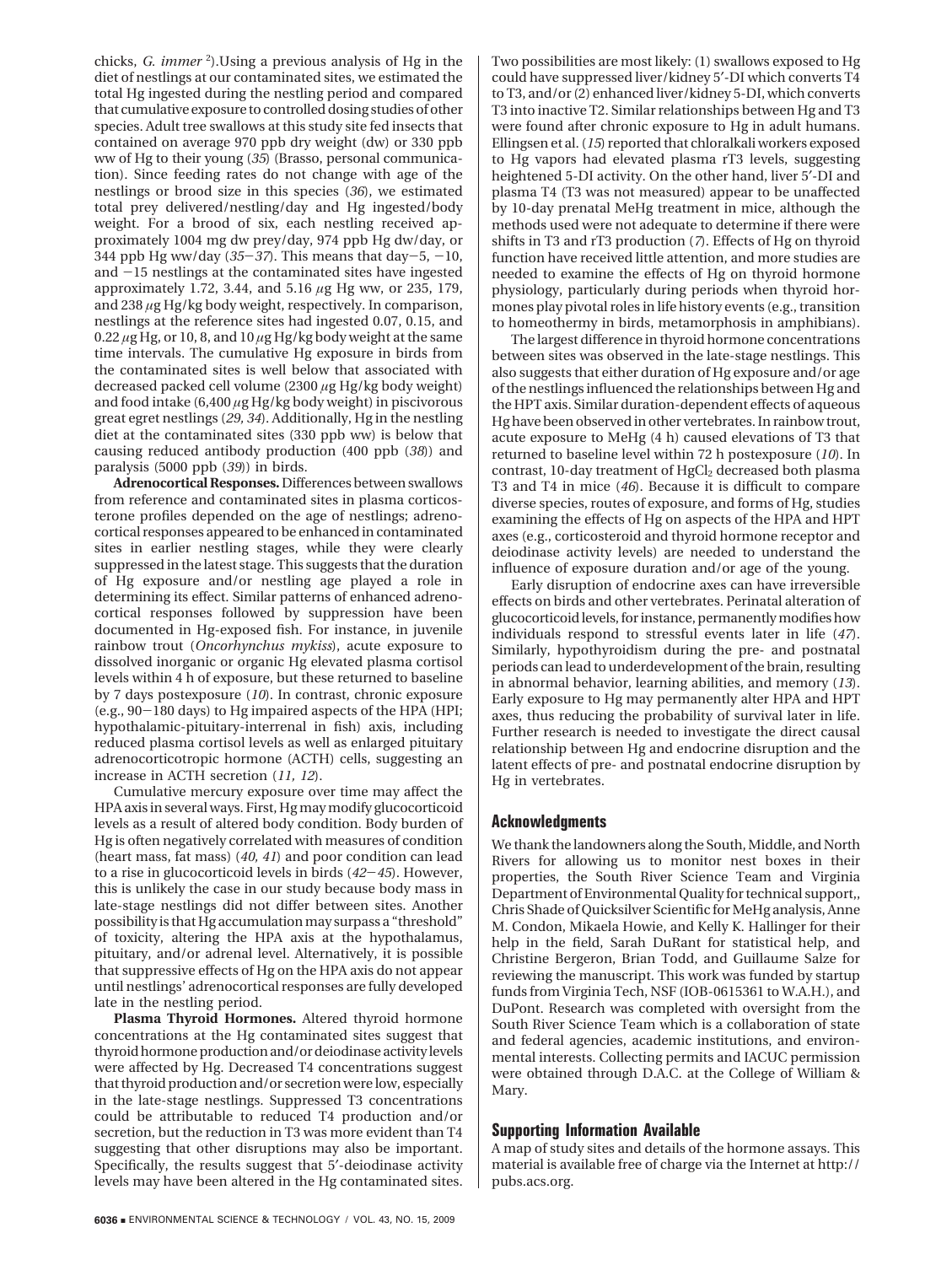chicks, *G. immer* [2]).Using a previous analysis of Hg in the diet of nestlings at our contaminated sites, we estimated the total Hg ingested during the nestling period and compared that cumulative exposure to controlled dosing studies of other species. Adult tree swallows at this study site fed insects that contained on average 970 ppb dry weight (dw) or 330 ppb ww of Hg to their young (*35*) (Brasso, personal communication). Since feeding rates do not change with age of the nestlings or brood size in this species (*36*), we estimated total prey delivered/nestling/day and Hg ingested/body weight. For a brood of six, each nestling received approximately 1004 mg dw prey/day, 974 ppb Hg dw/day, or 344 ppb Hg ww/day (*35*−*37*). This means that day−5, −10, and −15 nestlings at the contaminated sites have ingested approximately 1.72, 3.44, and 5.16 $\mu$g Hg ww, or 235, 179, and 238 $\mu$g Hg/kg body weight, respectively. In comparison, nestlings at the reference sites had ingested 0.07, 0.15, and 0.22 $\mu$g Hg, or 10, 8, and 10 $\mu$g Hg/kg body weight at the same time intervals. The cumulative Hg exposure in birds from the contaminated sites is well below that associated with decreased packed cell volume (2300 $\mu$g Hg/kg body weight) and food intake (6,400 $\mu$g Hg/kg body weight) in piscivorous great egret nestlings (*29, 34*). Additionally, Hg in the nestling diet at the contaminated sites (330 ppb ww) is below that causing reduced antibody production (400 ppb (*38*)) and paralysis (5000 ppb (*39*)) in birds.

**Adrenocortical Responses.** Differences between swallows from reference and contaminated sites in plasma corticosterone profiles depended on the age of nestlings; adrenocortical responses appeared to be enhanced in contaminated sites in earlier nestling stages, while they were clearly suppressed in the latest stage. This suggests that the duration of Hg exposure and/or nestling age played a role in determining its effect. Similar patterns of enhanced adrenocortical responses followed by suppression have been documented in Hg-exposed fish. For instance, in juvenile rainbow trout (*Oncorhynchus mykiss*), acute exposure to dissolved inorganic or organic Hg elevated plasma cortisol levels within 4 h of exposure, but these returned to baseline by 7 days postexposure (*10*). In contrast, chronic exposure (e.g., 90−180 days) to Hg impaired aspects of the HPA (HPI; hypothalamic-pituitary-interrenal in fish) axis, including reduced plasma cortisol levels as well as enlarged pituitary adrenocorticotropic hormone (ACTH) cells, suggesting an increase in ACTH secretion (*11, 12*).

Cumulative mercury exposure over time may affect the HPA axis in several ways. First, Hg may modify glucocorticoid levels as a result of altered body condition. Body burden of Hg is often negatively correlated with measures of condition (heart mass, fat mass) (*40, 41*) and poor condition can lead to a rise in glucocorticoid levels in birds (*42*−*45*). However, this is unlikely the case in our study because body mass in late-stage nestlings did not differ between sites. Another possibility is that Hg accumulation may surpass a "threshold" of toxicity, altering the HPA axis at the hypothalamus, pituitary, and/or adrenal level. Alternatively, it is possible that suppressive effects of Hg on the HPA axis do not appear until nestlings' adrenocortical responses are fully developed late in the nestling period.

**Plasma Thyroid Hormones.** Altered thyroid hormone concentrations at the Hg contaminated sites suggest that thyroid hormone production and/or deiodinase activity levels were affected by Hg. Decreased T4 concentrations suggest that thyroid production and/or secretion were low, especially in the late-stage nestlings. Suppressed T3 concentrations could be attributable to reduced T4 production and/or secretion, but the reduction in T3 was more evident than T4 suggesting that other disruptions may also be important. Specifically, the results suggest that 5′-deiodinase activity levels may have been altered in the Hg contaminated sites. Two possibilities are most likely: (1) swallows exposed to Hg could have suppressed liver/kidney 5′-DI which converts T4 to T3, and/or (2) enhanced liver/kidney 5-DI, which converts T3 into inactive T2. Similar relationships between Hg and T3 were found after chronic exposure to Hg in adult humans. Ellingsen et al. (*15*) reported that chloralkali workers exposed to Hg vapors had elevated plasma rT3 levels, suggesting heightened 5-DI activity. On the other hand, liver 5′-DI and plasma T4 (T3 was not measured) appear to be unaffected by 10-day prenatal MeHg treatment in mice, although the methods used were not adequate to determine if there were shifts in T3 and rT3 production (*7*). Effects of Hg on thyroid function have received little attention, and more studies are needed to examine the effects of Hg on thyroid hormone physiology, particularly during periods when thyroid hormones play pivotal roles in life history events (e.g., transition to homeothermy in birds, metamorphosis in amphibians).

The largest difference in thyroid hormone concentrations between sites was observed in the late-stage nestlings. This also suggests that either duration of Hg exposure and/or age of the nestlings influenced the relationships between Hg and the HPT axis. Similar duration-dependent effects of aqueous Hg have been observed in other vertebrates. In rainbow trout, acute exposure to MeHg (4 h) caused elevations of T3 that returned to baseline level within 72 h postexposure (*10*). In contrast, 10-day treatment of $HgCl_2$ decreased both plasma T3 and T4 in mice (*46*). Because it is difficult to compare diverse species, routes of exposure, and forms of Hg, studies examining the effects of Hg on aspects of the HPA and HPT axes (e.g., corticosteroid and thyroid hormone receptor and deiodinase activity levels) are needed to understand the influence of exposure duration and/or age of the young.

Early disruption of endocrine axes can have irreversible effects on birds and other vertebrates. Perinatal alteration of glucocorticoid levels, for instance, permanently modifies how individuals respond to stressful events later in life (*47*). Similarly, hypothyroidism during the pre- and postnatal periods can lead to underdevelopment of the brain, resulting in abnormal behavior, learning abilities, and memory (*13*). Early exposure to Hg may permanently alter HPA and HPT axes, thus reducing the probability of survival later in life. Further research is needed to investigate the direct causal relationship between Hg and endocrine disruption and the latent effects of pre- and postnatal endocrine disruption by Hg in vertebrates.

## Acknowledgments

We thank the landowners along the South, Middle, and North Rivers for allowing us to monitor nest boxes in their properties, the South River Science Team and Virginia Department of Environmental Quality for technical support,, Chris Shade of Quicksilver Scientific for MeHg analysis, Anne M. Condon, Mikaela Howie, and Kelly K. Hallinger for their help in the field, Sarah DuRant for statistical help, and Christine Bergeron, Brian Todd, and Guillaume Salze for reviewing the manuscript. This work was funded by startup funds from Virginia Tech, NSF (IOB-0615361 to W.A.H.), and DuPont. Research was completed with oversight from the South River Science Team which is a collaboration of state and federal agencies, academic institutions, and environmental interests. Collecting permits and IACUC permission were obtained through D.A.C. at the College of William & Mary.

## Supporting Information Available

A map of study sites and details of the hormone assays. This material is available free of charge via the Internet at http://pubs.acs.org.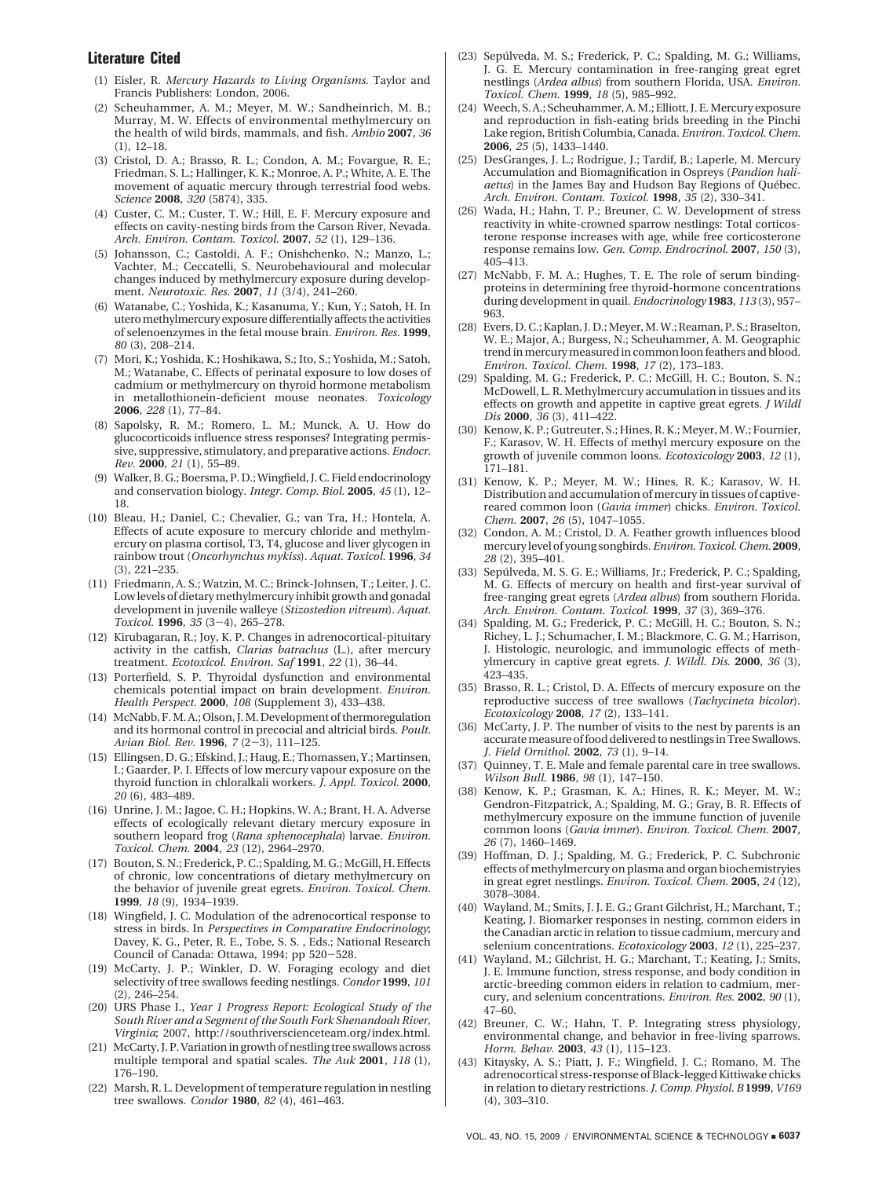## Literature Cited

(1) Eisler, R. *Mercury Hazards to Living Organisms*. Taylor and Francis Publishers: London, 2006.

(2) Scheuhammer, A. M.; Meyer, M. W.; Sandheinrich, M. B.; Murray, M. W. Effects of environmental methylmercury on the health of wild birds, mammals, and fish. *Ambio* **2007**, *36* (1), 12–18.

(3) Cristol, D. A.; Brasso, R. L.; Condon, A. M.; Fovargue, R. E.; Friedman, S. L.; Hallinger, K. K.; Monroe, A. P.; White, A. E. The movement of aquatic mercury through terrestrial food webs. *Science* **2008**, *320* (5874), 335.

(4) Custer, C. M.; Custer, T. W.; Hill, E. F. Mercury exposure and effects on cavity-nesting birds from the Carson River, Nevada. *Arch. Environ. Contam. Toxicol.* **2007**, *52* (1), 129–136.

(5) Johansson, C.; Castoldi, A. F.; Onishchenko, N.; Manzo, L.; Vachter, M.; Ceccatelli, S. Neurobehavioural and molecular changes induced by methylmercury exposure during development. *Neurotoxic. Res.* **2007**, *11* (3/4), 241–260.

(6) Watanabe, C.; Yoshida, K.; Kasanuma, Y.; Kun, Y.; Satoh, H. In utero methylmercury exposure differentially affects the activities of selenoenzymes in the fetal mouse brain. *Environ. Res.* **1999**, *80* (3), 208–214.

(7) Mori, K.; Yoshida, K.; Hoshikawa, S.; Ito, S.; Yoshida, M.; Satoh, M.; Watanabe, C. Effects of perinatal exposure to low doses of cadmium or methylmercury on thyroid hormone metabolism in metallothionein-deficient mouse neonates. *Toxicology* **2006**, *228* (1), 77–84.

(8) Sapolsky, R. M.; Romero, L. M.; Munck, A. U. How do glucocorticoids influence stress responses? Integrating permissive, suppressive, stimulatory, and preparative actions. *Endocr. Rev.* **2000**, *21* (1), 55–89.

(9) Walker, B. G.; Boersma, P. D.; Wingfield, J. C. Field endocrinology and conservation biology. *Integr. Comp. Biol.* **2005**, *45* (1), 12–18.

(10) Bleau, H.; Daniel, C.; Chevalier, G.; van Tra, H.; Hontela, A. Effects of acute exposure to mercury chloride and methylmercury on plasma cortisol, T3, T4, glucose and liver glycogen in rainbow trout (*Oncorhynchus mykiss*). *Aquat. Toxicol.* **1996**, *34* (3), 221–235.

(11) Friedmann, A. S.; Watzin, M. C.; Brinck-Johnsen, T.; Leiter, J. C. Low levels of dietary methylmercury inhibit growth and gonadal development in juvenile walleye (*Stizostedion vitreum*). *Aquat. Toxicol.* **1996**, *35* (3−4), 265–278.

(12) Kirubagaran, R.; Joy, K. P. Changes in adrenocortical-pituitary activity in the catfish, *Clarias batrachus* (L.), after mercury treatment. *Ecotoxicol. Environ. Saf* **1991**, *22* (1), 36–44.

(13) Porterfield, S. P. Thyroidal dysfunction and environmental chemicals potential impact on brain development. *Environ. Health Perspect.* **2000**, *108* (Supplement 3), 433–438.

(14) McNabb, F. M. A.; Olson, J. M. Development of thermoregulation and its hormonal control in precocial and altricial birds. *Poult. Avian Biol. Rev.* **1996**, *7* (2−3), 111–125.

(15) Ellingsen, D. G.; Efskind, J.; Haug, E.; Thomassen, Y.; Martinsen, I.; Gaarder, P. I. Effects of low mercury vapour exposure on the thyroid function in chloralkali workers. *J. Appl. Toxicol.* **2000**, *20* (6), 483–489.

(16) Unrine, J. M.; Jagoe, C. H.; Hopkins, W. A.; Brant, H. A. Adverse effects of ecologically relevant dietary mercury exposure in southern leopard frog (*Rana sphenocephala*) larvae. *Environ. Toxicol. Chem.* **2004**, *23* (12), 2964–2970.

(17) Bouton, S. N.; Frederick, P. C.; Spalding, M. G.; McGill, H. Effects of chronic, low concentrations of dietary methylmercury on the behavior of juvenile great egrets. *Environ. Toxicol. Chem.* **1999**, *18* (9), 1934–1939.

(18) Wingfield, J. C. Modulation of the adrenocortical response to stress in birds. In *Perspectives in Comparative Endocrinology*; Davey, K. G., Peter, R. E., Tobe, S. S. , Eds.; National Research Council of Canada: Ottawa, 1994; pp 520−528.

(19) McCarty, J. P.; Winkler, D. W. Foraging ecology and diet selectivity of tree swallows feeding nestlings. *Condor* **1999**, *101* (2), 246–254.

(20) URS Phase I., *Year 1 Progress Report: Ecological Study of the South River and a Segment of the South Fork Shenandoah River, Virginia*; 2007, http://southriverscienceteam.org/index.html.

(21) McCarty, J. P. Variation in growth of nestling tree swallows across multiple temporal and spatial scales. *The Auk* **2001**, *118* (1), 176–190.

(22) Marsh, R. L. Development of temperature regulation in nestling tree swallows. *Condor* **1980**, *82* (4), 461–463.

(23) Sepúlveda, M. S.; Frederick, P. C.; Spalding, M. G.; Williams, J. G. E. Mercury contamination in free-ranging great egret nestlings (*Ardea albus*) from southern Florida, USA. *Environ. Toxicol. Chem.* **1999**, *18* (5), 985–992.

(24) Weech, S. A.; Scheuhammer, A. M.; Elliott, J. E. Mercury exposure and reproduction in fish-eating brids breeding in the Pinchi Lake region, British Columbia, Canada. *Environ. Toxicol. Chem.* **2006**, *25* (5), 1433–1440.

(25) DesGranges, J. L.; Rodrigue, J.; Tardif, B.; Laperle, M. Mercury Accumulation and Biomagnification in Ospreys (*Pandion haliaetus*) in the James Bay and Hudson Bay Regions of Québec. *Arch. Environ. Contam. Toxicol.* **1998**, *35* (2), 330–341.

(26) Wada, H.; Hahn, T. P.; Breuner, C. W. Development of stress reactivity in white-crowned sparrow nestlings: Total corticosterone response increases with age, while free corticosterone response remains low. *Gen. Comp. Endrocrinol.* **2007**, *150* (3), 405–413.

(27) McNabb, F. M. A.; Hughes, T. E. The role of serum binding-proteins in determining free thyroid-hormone concentrations during development in quail. *Endocrinology* **1983**, *113* (3), 957–963.

(28) Evers, D. C.; Kaplan, J. D.; Meyer, M. W.; Reaman, P. S.; Braselton, W. E.; Major, A.; Burgess, N.; Scheuhammer, A. M. Geographic trend in mercury measured in common loon feathers and blood. *Environ. Toxicol. Chem.* **1998**, *17* (2), 173–183.

(29) Spalding, M. G.; Frederick, P. C.; McGill, H. C.; Bouton, S. N.; McDowell, L. R. Methylmercury accumulation in tissues and its effects on growth and appetite in captive great egrets. *J Wildl Dis* **2000**, *36* (3), 411–422.

(30) Kenow, K. P.; Gutreuter, S.; Hines, R. K.; Meyer, M. W.; Fournier, F.; Karasov, W. H. Effects of methyl mercury exposure on the growth of juvenile common loons. *Ecotoxicology* **2003**, *12* (1), 171–181.

(31) Kenow, K. P.; Meyer, M. W.; Hines, R. K.; Karasov, W. H. Distribution and accumulation of mercury in tissues of captive-reared common loon (*Gavia immer*) chicks. *Environ. Toxicol. Chem.* **2007**, *26* (5), 1047–1055.

(32) Condon, A. M.; Cristol, D. A. Feather growth influences blood mercury level of young songbirds. *Environ. Toxicol. Chem.* **2009**, *28* (2), 395–401.

(33) Sepúlveda, M. S. G. E.; Williams, Jr.; Frederick, P. C.; Spalding, M. G. Effects of mercury on health and first-year survival of free-ranging great egrets (*Ardea albus*) from southern Florida. *Arch. Environ. Contam. Toxicol.* **1999**, *37* (3), 369–376.

(34) Spalding, M. G.; Frederick, P. C.; McGill, H. C.; Bouton, S. N.; Richey, L. J.; Schumacher, I. M.; Blackmore, C. G. M.; Harrison, J. Histologic, neurologic, and immunologic effects of methylmercury in captive great egrets. *J. Wildl. Dis.* **2000**, *36* (3), 423–435.

(35) Brasso, R. L.; Cristol, D. A. Effects of mercury exposure on the reproductive success of tree swallows (*Tachycineta bicolor*). *Ecotoxicology* **2008**, *17* (2), 133–141.

(36) McCarty, J. P. The number of visits to the nest by parents is an accurate measure of food delivered to nestlings in Tree Swallows. *J. Field Ornithol.* **2002**, *73* (1), 9–14.

(37) Quinney, T. E. Male and female parental care in tree swallows. *Wilson Bull.* **1986**, *98* (1), 147–150.

(38) Kenow, K. P.; Grasman, K. A.; Hines, R. K.; Meyer, M. W.; Gendron-Fitzpatrick, A.; Spalding, M. G.; Gray, B. R. Effects of methylmercury exposure on the immune function of juvenile common loons (*Gavia immer*). *Environ. Toxicol. Chem.* **2007**, *26* (7), 1460–1469.

(39) Hoffman, D. J.; Spalding, M. G.; Frederick, P. C. Subchronic effects of methylmercury on plasma and organ biochemistryies in great egret nestlings. *Environ. Toxicol. Chem.* **2005**, *24* (12), 3078–3084.

(40) Wayland, M.; Smits, J. J. E. G.; Grant Gilchrist, H.; Marchant, T.; Keating, J. Biomarker responses in nesting, common eiders in the Canadian arctic in relation to tissue cadmium, mercury and selenium concentrations. *Ecotoxicology* **2003**, *12* (1), 225–237.

(41) Wayland, M.; Gilchrist, H. G.; Marchant, T.; Keating, J.; Smits, J. E. Immune function, stress response, and body condition in arctic-breeding common eiders in relation to cadmium, mercury, and selenium concentrations. *Environ. Res.* **2002**, *90* (1), 47–60.

(42) Breuner, C. W.; Hahn, T. P. Integrating stress physiology, environmental change, and behavior in free-living sparrows. *Horm. Behav.* **2003**, *43* (1), 115–123.

(43) Kitaysky, A. S.; Piatt, J. F.; Wingfield, J. C.; Romano, M. The adrenocortical stress-response of Black-legged Kittiwake chicks in relation to dietary restrictions. *J. Comp. Physiol. B* **1999**, *V169* (4), 303–310.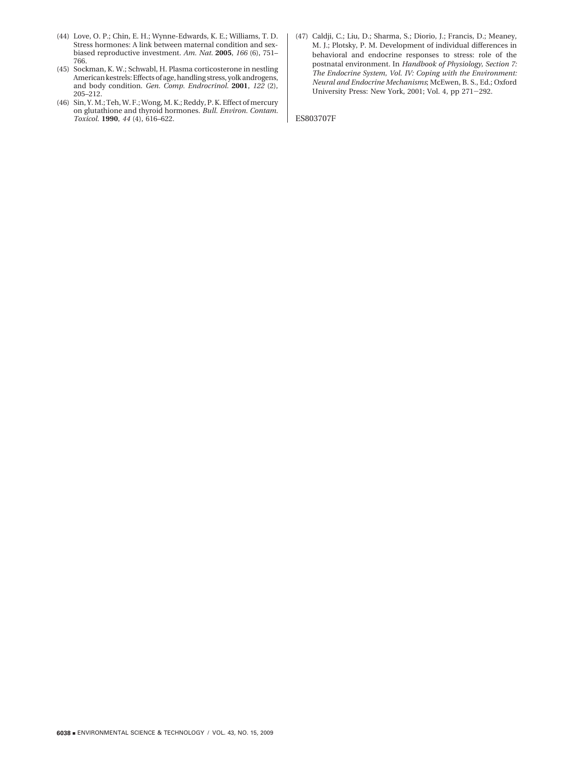(44) Love, O. P.; Chin, E. H.; Wynne-Edwards, K. E.; Williams, T. D. Stress hormones: A link between maternal condition and sex-biased reproductive investment. *Am. Nat.* **2005**, *166* (6), 751–766.

(45) Sockman, K. W.; Schwabl, H. Plasma corticosterone in nestling American kestrels: Effects of age, handling stress, yolk androgens, and body condition. *Gen. Comp. Endrocrinol.* **2001**, *122* (2), 205–212.

(46) Sin, Y. M.; Teh, W. F.; Wong, M. K.; Reddy, P. K. Effect of mercury on glutathione and thyroid hormones. *Bull. Environ. Contam. Toxicol.* **1990**, *44* (4), 616–622.

(47) Caldji, C.; Liu, D.; Sharma, S.; Diorio, J.; Francis, D.; Meaney, M. J.; Plotsky, P. M. Development of individual differences in behavioral and endocrine responses to stress: role of the postnatal environment. In *Handbook of Physiology, Section 7: The Endocrine System, Vol. IV: Coping with the Environment: Neural and Endocrine Mechanisms*; McEwen, B. S., Ed.; Oxford University Press: New York, 2001; Vol. 4, pp 271−292.

ES803707F